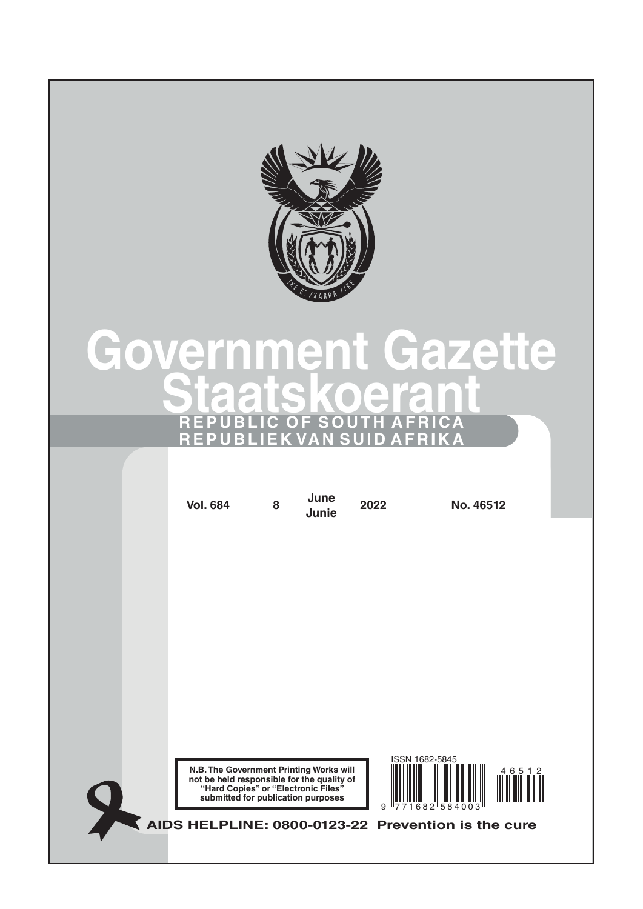# Government Gazette

# Staatskoerant

**REPUBLIC OF SOUTH AFRICA**

**REPUBLIEK VAN SUID AFRIKA**

| | | | | |
|---|---|---|---|---|
| **Vol. 684** | **8** | **June Junie** | **2022** | **No. 46512** |

**N.B. The Government Printing Works will not be held responsible for the quality of "Hard Copies" or "Electronic Files" submitted for publication purposes**

ISSN 1682-5845

9 771682 584003

46512

**AIDS HELPLINE: 0800-0123-22 Prevention is the cure**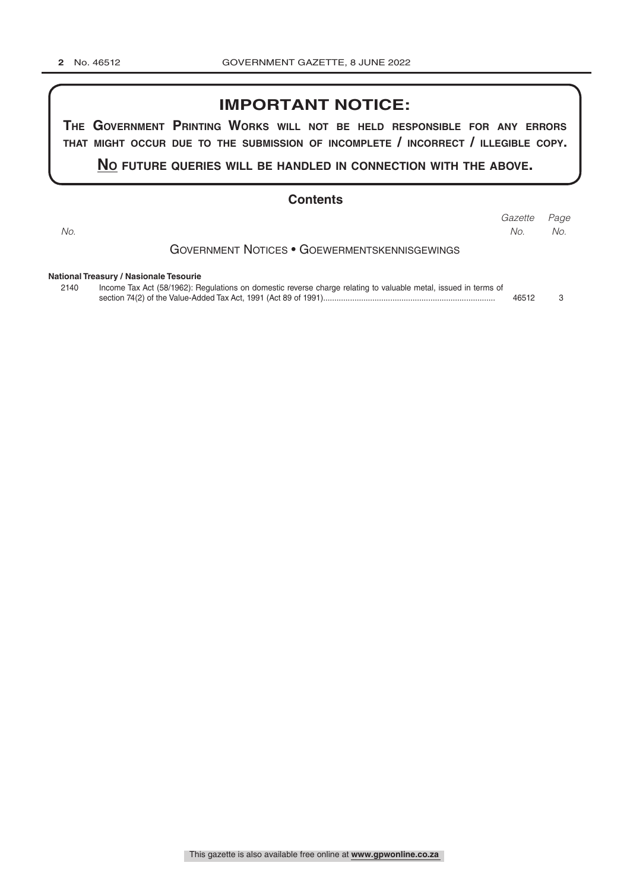# IMPORTANT NOTICE:

**The Government Printing Works will not be held responsible for any errors that might occur due to the submission of incomplete / incorrect / illegible copy.**

**No future queries will be handled in connection with the above.**

## Contents

| No. | | Gazette No. | Page No. |
|---|---|---|---|
| | **Government Notices • Goewermentskennisgewings** | | |
| | **National Treasury / Nasionale Tesourie** | | |
| 2140 | Income Tax Act (58/1962): Regulations on domestic reverse charge relating to valuable metal, issued in terms of section 74(2) of the Value-Added Tax Act, 1991 (Act 89 of 1991)........................................................................... | 46512 | 3 |

This gazette is also available free online at **www.gpwonline.co.za**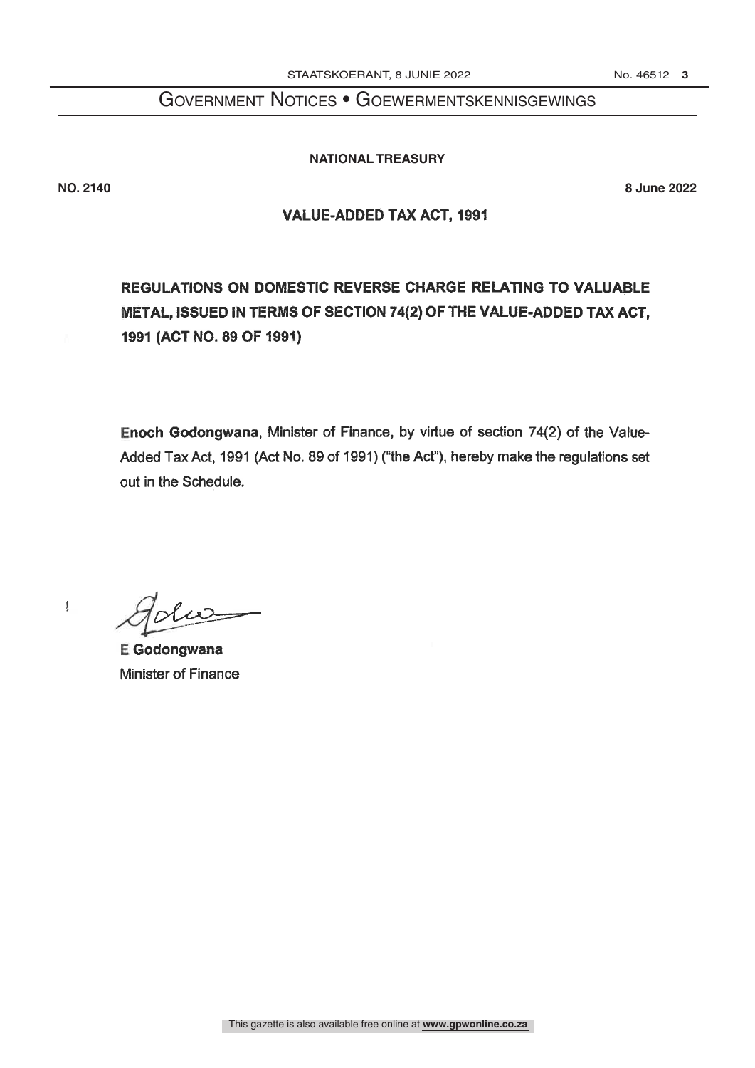# Government Notices • Goewermentskennisgewings

**NATIONAL TREASURY**

**NO. 2140** **8 June 2022**

**VALUE-ADDED TAX ACT, 1991**

## REGULATIONS ON DOMESTIC REVERSE CHARGE RELATING TO VALUABLE METAL, ISSUED IN TERMS OF SECTION 74(2) OF THE VALUE-ADDED TAX ACT, 1991 (ACT NO. 89 OF 1991)

**Enoch Godongwana**, Minister of Finance, by virtue of section 74(2) of the Value-Added Tax Act, 1991 (Act No. 89 of 1991) ("the Act"), hereby make the regulations set out in the Schedule.

**E Godongwana**
Minister of Finance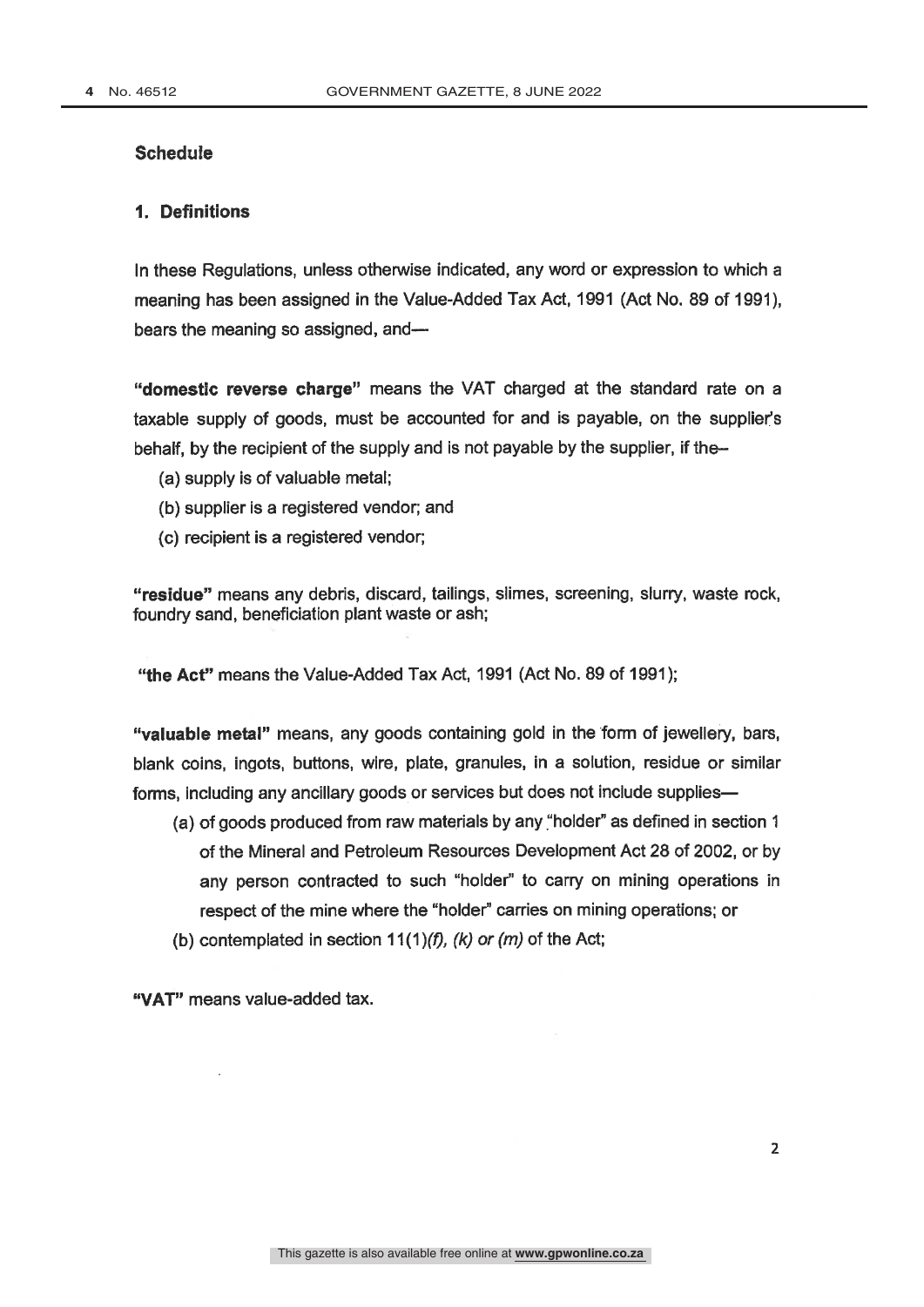## Schedule

### 1. Definitions

In these Regulations, unless otherwise indicated, any word or expression to which a meaning has been assigned in the Value-Added Tax Act, 1991 (Act No. 89 of 1991), bears the meaning so assigned, and—

**"domestic reverse charge"** means the VAT charged at the standard rate on a taxable supply of goods, must be accounted for and is payable, on the supplier's behalf, by the recipient of the supply and is not payable by the supplier, if the–

(a) supply is of valuable metal;

(b) supplier is a registered vendor; and

(c) recipient is a registered vendor;

**"residue"** means any debris, discard, tailings, slimes, screening, slurry, waste rock, foundry sand, beneficiation plant waste or ash;

**"the Act"** means the Value-Added Tax Act, 1991 (Act No. 89 of 1991);

**"valuable metal"** means, any goods containing gold in the form of jewellery, bars, blank coins, ingots, buttons, wire, plate, granules, in a solution, residue or similar forms, including any ancillary goods or services but does not include supplies—

(a) of goods produced from raw materials by any "holder" as defined in section 1 of the Mineral and Petroleum Resources Development Act 28 of 2002, or by any person contracted to such "holder" to carry on mining operations in respect of the mine where the "holder" carries on mining operations; or

(b) contemplated in section 11(1)*(f), (k) or (m)* of the Act;

**"VAT"** means value-added tax.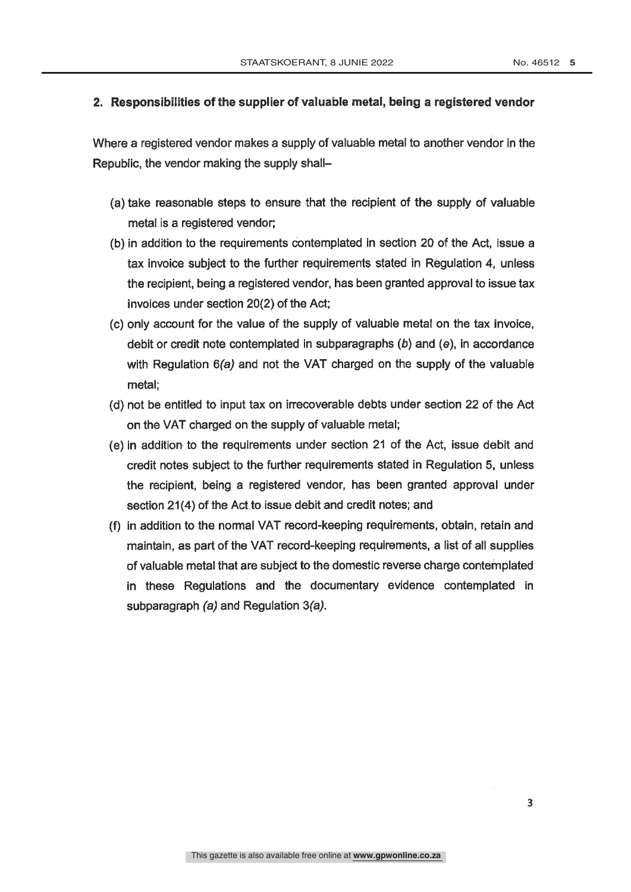## 2. Responsibilities of the supplier of valuable metal, being a registered vendor

Where a registered vendor makes a supply of valuable metal to another vendor in the Republic, the vendor making the supply shall–

(a) take reasonable steps to ensure that the recipient of the supply of valuable metal is a registered vendor;

(b) in addition to the requirements contemplated in section 20 of the Act, issue a tax invoice subject to the further requirements stated in Regulation 4, unless the recipient, being a registered vendor, has been granted approval to issue tax invoices under section 20(2) of the Act;

(c) only account for the value of the supply of valuable metal on the tax invoice, debit or credit note contemplated in subparagraphs *(b)* and *(e)*, in accordance with Regulation 6*(a)* and not the VAT charged on the supply of the valuable metal;

(d) not be entitled to input tax on irrecoverable debts under section 22 of the Act on the VAT charged on the supply of valuable metal;

(e) in addition to the requirements under section 21 of the Act, issue debit and credit notes subject to the further requirements stated in Regulation 5, unless the recipient, being a registered vendor, has been granted approval under section 21(4) of the Act to issue debit and credit notes; and

(f) in addition to the normal VAT record-keeping requirements, obtain, retain and maintain, as part of the VAT record-keeping requirements, a list of all supplies of valuable metal that are subject to the domestic reverse charge contemplated in these Regulations and the documentary evidence contemplated in subparagraph *(a)* and Regulation 3*(a)*.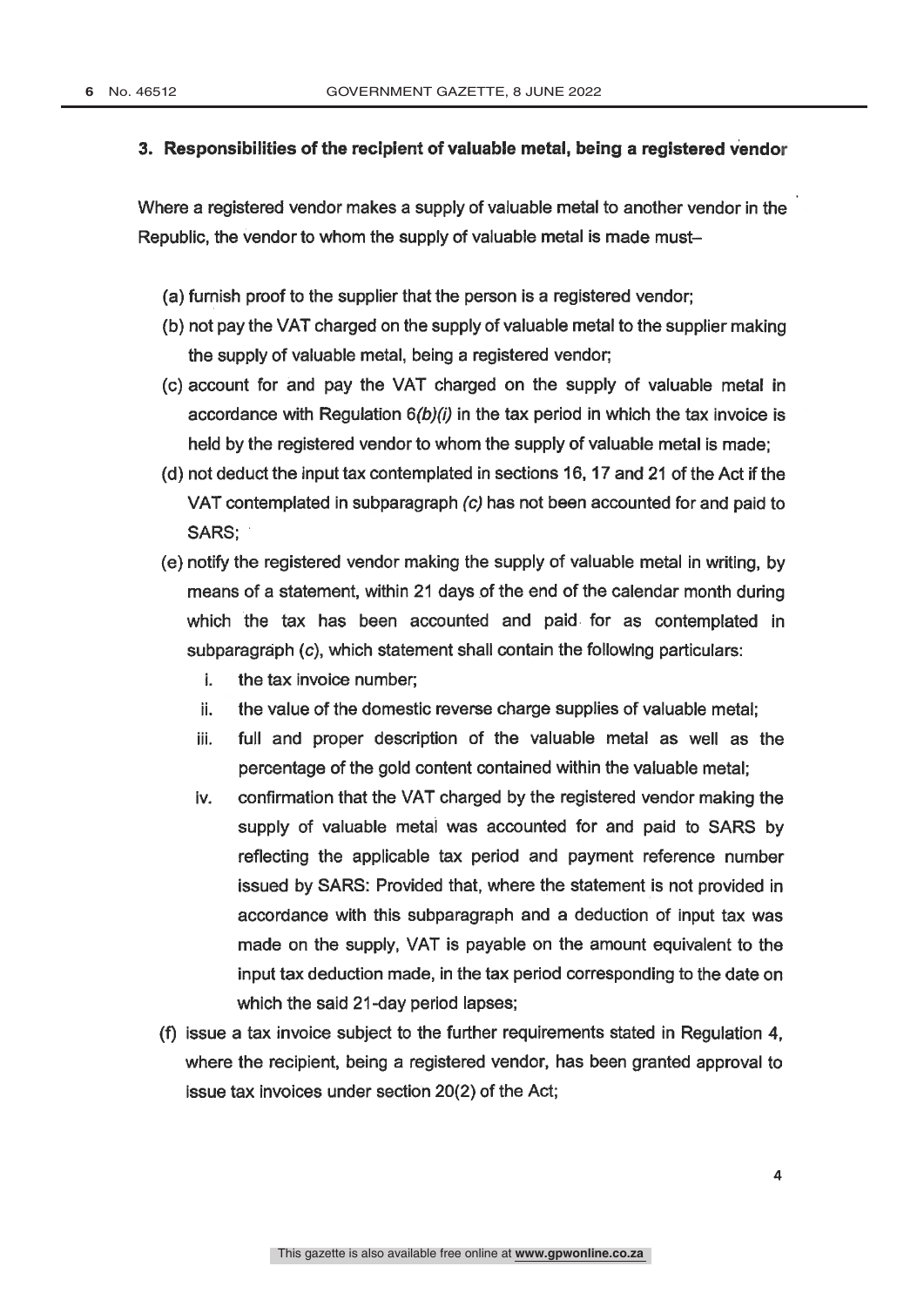### 3. Responsibilities of the recipient of valuable metal, being a registered vendor

Where a registered vendor makes a supply of valuable metal to another vendor in the Republic, the vendor to whom the supply of valuable metal is made must–

(a) furnish proof to the supplier that the person is a registered vendor;

(b) not pay the VAT charged on the supply of valuable metal to the supplier making the supply of valuable metal, being a registered vendor;

(c) account for and pay the VAT charged on the supply of valuable metal in accordance with Regulation 6*(b)(i)* in the tax period in which the tax invoice is held by the registered vendor to whom the supply of valuable metal is made;

(d) not deduct the input tax contemplated in sections 16, 17 and 21 of the Act if the VAT contemplated in subparagraph *(c)* has not been accounted for and paid to SARS;

(e) notify the registered vendor making the supply of valuable metal in writing, by means of a statement, within 21 days of the end of the calendar month during which the tax has been accounted and paid for as contemplated in subparagraph (c), which statement shall contain the following particulars:

   i. the tax invoice number;

   ii. the value of the domestic reverse charge supplies of valuable metal;

   iii. full and proper description of the valuable metal as well as the percentage of the gold content contained within the valuable metal;

   iv. confirmation that the VAT charged by the registered vendor making the supply of valuable metal was accounted for and paid to SARS by reflecting the applicable tax period and payment reference number issued by SARS: Provided that, where the statement is not provided in accordance with this subparagraph and a deduction of input tax was made on the supply, VAT is payable on the amount equivalent to the input tax deduction made, in the tax period corresponding to the date on which the said 21-day period lapses;

(f) issue a tax invoice subject to the further requirements stated in Regulation 4, where the recipient, being a registered vendor, has been granted approval to issue tax invoices under section 20(2) of the Act;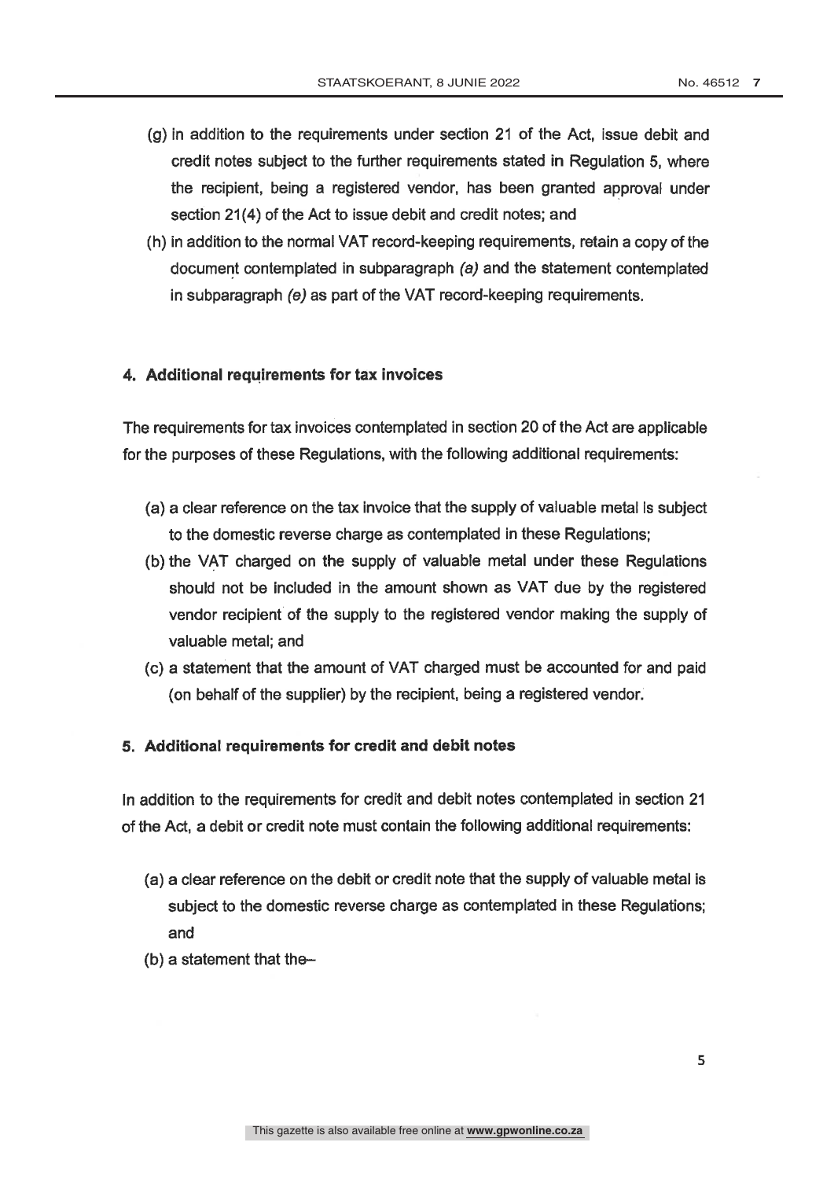(g) in addition to the requirements under section 21 of the Act, issue debit and credit notes subject to the further requirements stated in Regulation 5, where the recipient, being a registered vendor, has been granted approval under section 21(4) of the Act to issue debit and credit notes; and

(h) in addition to the normal VAT record-keeping requirements, retain a copy of the document contemplated in subparagraph *(a)* and the statement contemplated in subparagraph *(e)* as part of the VAT record-keeping requirements.

## 4. Additional requirements for tax invoices

The requirements for tax invoices contemplated in section 20 of the Act are applicable for the purposes of these Regulations, with the following additional requirements:

(a) a clear reference on the tax invoice that the supply of valuable metal is subject to the domestic reverse charge as contemplated in these Regulations;

(b) the VAT charged on the supply of valuable metal under these Regulations should not be included in the amount shown as VAT due by the registered vendor recipient of the supply to the registered vendor making the supply of valuable metal; and

(c) a statement that the amount of VAT charged must be accounted for and paid (on behalf of the supplier) by the recipient, being a registered vendor.

## 5. Additional requirements for credit and debit notes

In addition to the requirements for credit and debit notes contemplated in section 21 of the Act, a debit or credit note must contain the following additional requirements:

(a) a clear reference on the debit or credit note that the supply of valuable metal is subject to the domestic reverse charge as contemplated in these Regulations; and

(b) a statement that the–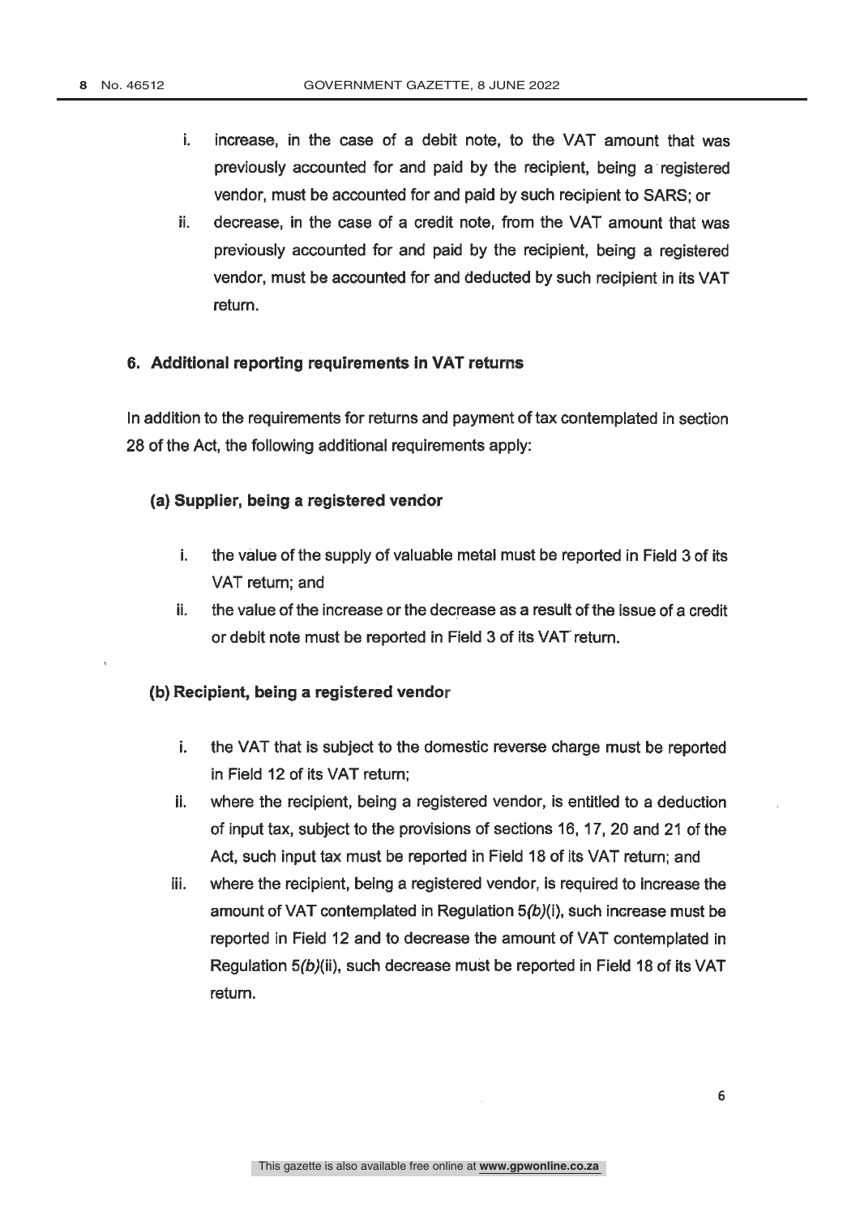i. increase, in the case of a debit note, to the VAT amount that was previously accounted for and paid by the recipient, being a registered vendor, must be accounted for and paid by such recipient to SARS; or
ii. decrease, in the case of a credit note, from the VAT amount that was previously accounted for and paid by the recipient, being a registered vendor, must be accounted for and deducted by such recipient in its VAT return.

**6. Additional reporting requirements in VAT returns**

In addition to the requirements for returns and payment of tax contemplated in section 28 of the Act, the following additional requirements apply:

**(a) Supplier, being a registered vendor**

i. the value of the supply of valuable metal must be reported in Field 3 of its VAT return; and
ii. the value of the increase or the decrease as a result of the issue of a credit or debit note must be reported in Field 3 of its VAT return.

**(b) Recipient, being a registered vendor**

i. the VAT that is subject to the domestic reverse charge must be reported in Field 12 of its VAT return;
ii. where the recipient, being a registered vendor, is entitled to a deduction of input tax, subject to the provisions of sections 16, 17, 20 and 21 of the Act, such input tax must be reported in Field 18 of its VAT return; and
iii. where the recipient, being a registered vendor, is required to increase the amount of VAT contemplated in Regulation 5*(b)*(i), such increase must be reported in Field 12 and to decrease the amount of VAT contemplated in Regulation 5*(b)*(ii), such decrease must be reported in Field 18 of its VAT return.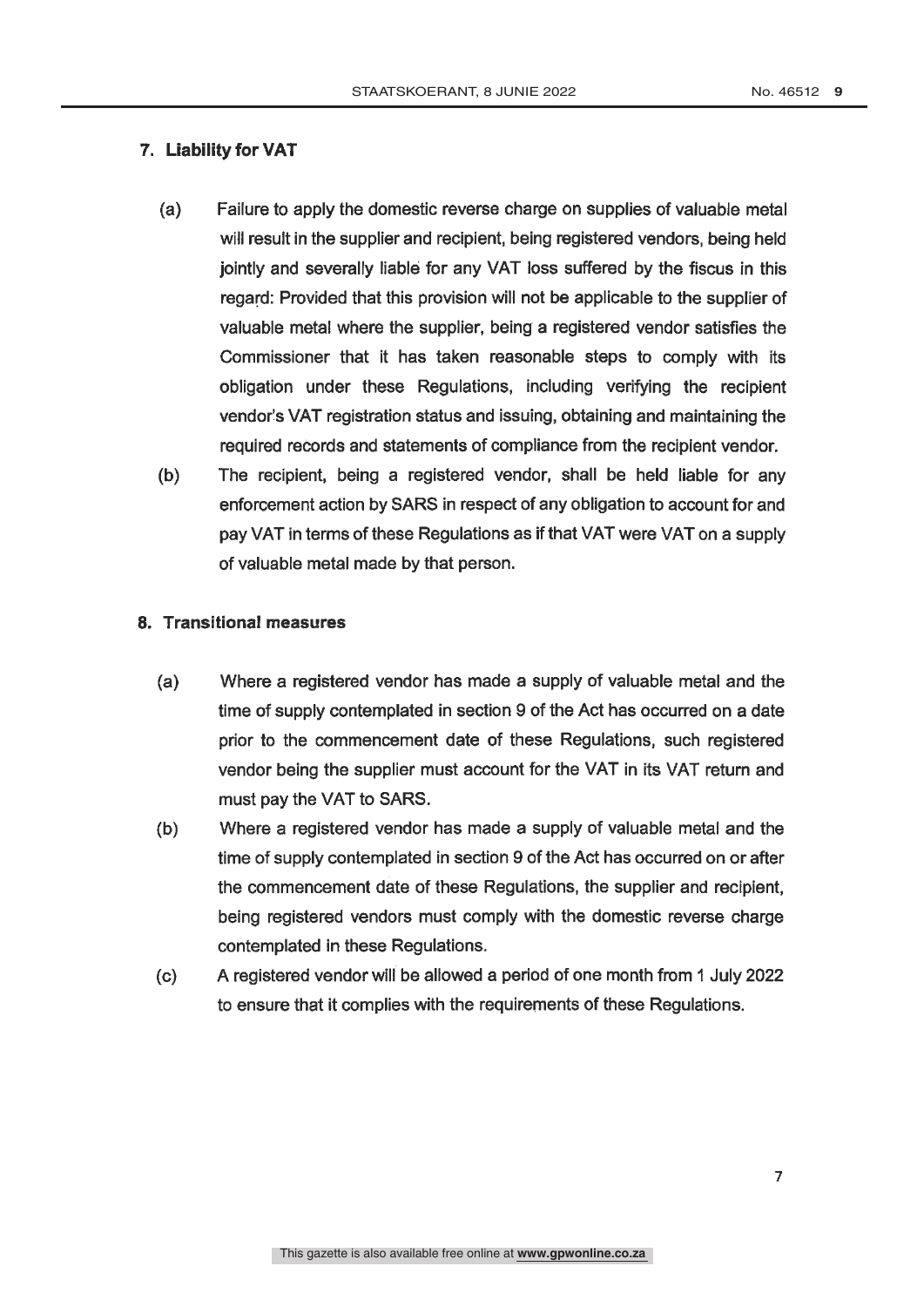## 7. Liability for VAT

(a) Failure to apply the domestic reverse charge on supplies of valuable metal will result in the supplier and recipient, being registered vendors, being held jointly and severally liable for any VAT loss suffered by the fiscus in this regard: Provided that this provision will not be applicable to the supplier of valuable metal where the supplier, being a registered vendor satisfies the Commissioner that it has taken reasonable steps to comply with its obligation under these Regulations, including verifying the recipient vendor's VAT registration status and issuing, obtaining and maintaining the required records and statements of compliance from the recipient vendor.

(b) The recipient, being a registered vendor, shall be held liable for any enforcement action by SARS in respect of any obligation to account for and pay VAT in terms of these Regulations as if that VAT were VAT on a supply of valuable metal made by that person.

## 8. Transitional measures

(a) Where a registered vendor has made a supply of valuable metal and the time of supply contemplated in section 9 of the Act has occurred on a date prior to the commencement date of these Regulations, such registered vendor being the supplier must account for the VAT in its VAT return and must pay the VAT to SARS.

(b) Where a registered vendor has made a supply of valuable metal and the time of supply contemplated in section 9 of the Act has occurred on or after the commencement date of these Regulations, the supplier and recipient, being registered vendors must comply with the domestic reverse charge contemplated in these Regulations.

(c) A registered vendor will be allowed a period of one month from 1 July 2022 to ensure that it complies with the requirements of these Regulations.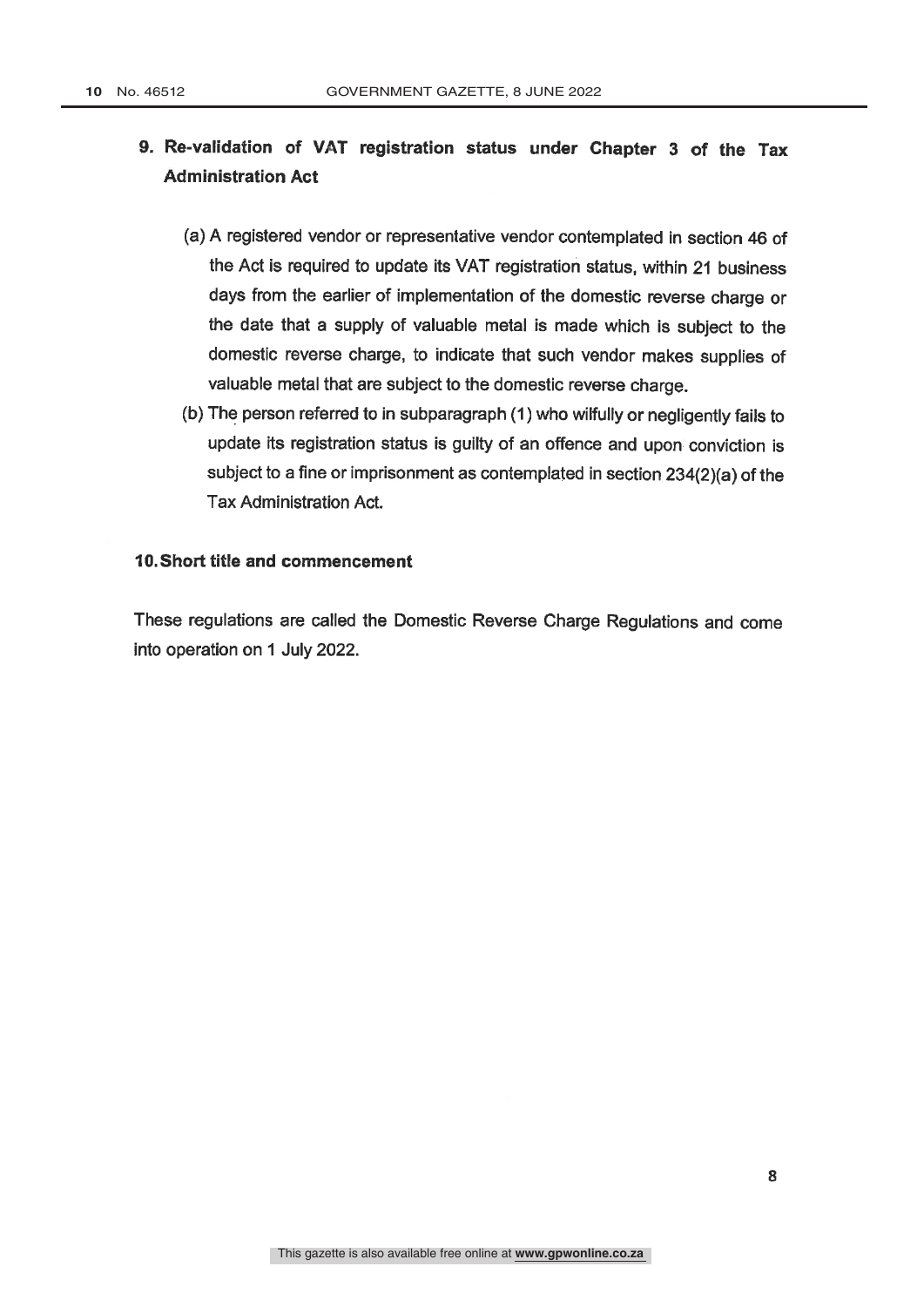## 9. Re-validation of VAT registration status under Chapter 3 of the Tax Administration Act

(a) A registered vendor or representative vendor contemplated in section 46 of the Act is required to update its VAT registration status, within 21 business days from the earlier of implementation of the domestic reverse charge or the date that a supply of valuable metal is made which is subject to the domestic reverse charge, to indicate that such vendor makes supplies of valuable metal that are subject to the domestic reverse charge.

(b) The person referred to in subparagraph (1) who wilfully or negligently fails to update its registration status is guilty of an offence and upon conviction is subject to a fine or imprisonment as contemplated in section 234(2)(a) of the Tax Administration Act.

## 10. Short title and commencement

These regulations are called the Domestic Reverse Charge Regulations and come into operation on 1 July 2022.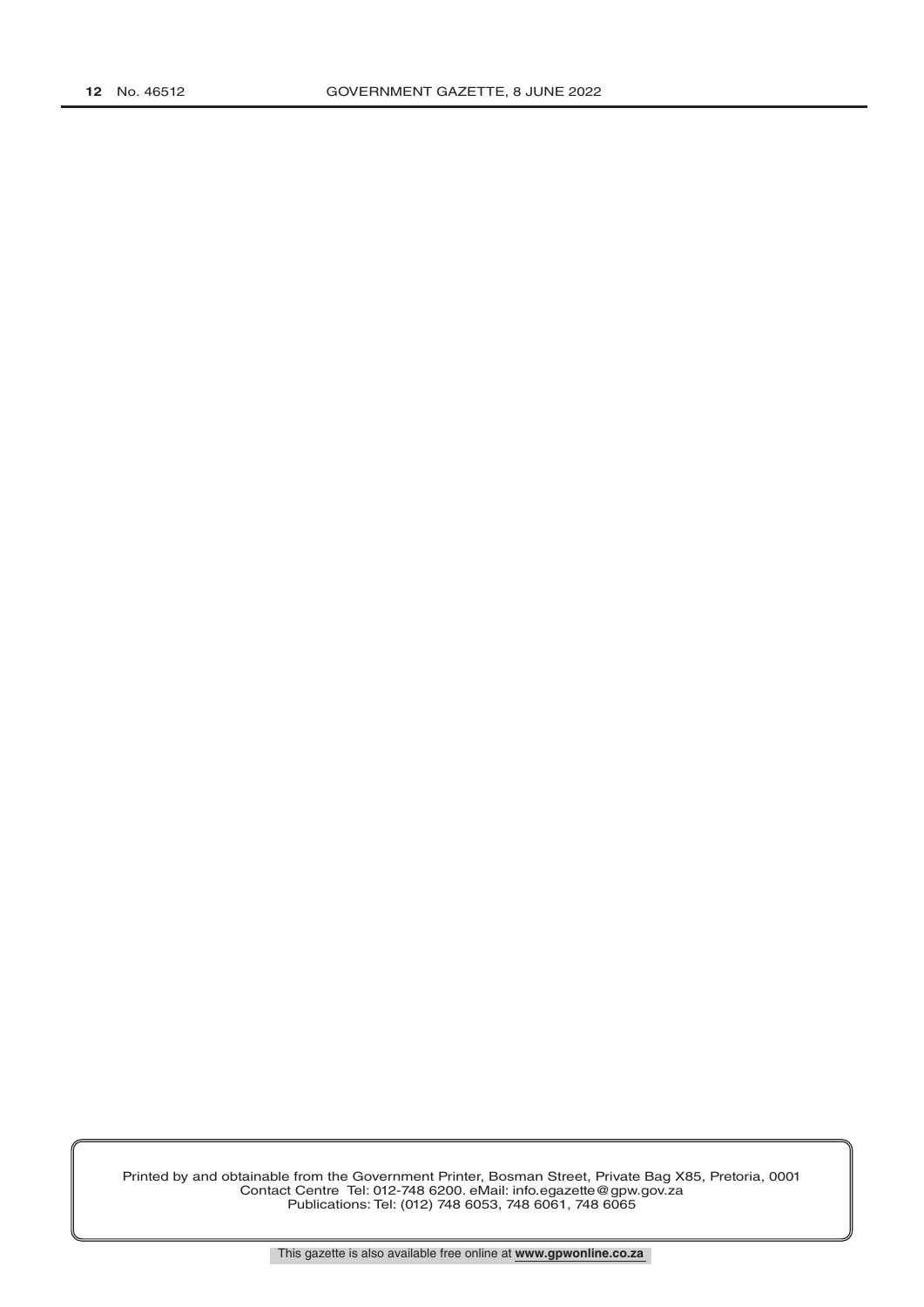Printed by and obtainable from the Government Printer, Bosman Street, Private Bag X85, Pretoria, 0001
Contact Centre Tel: 012-748 6200. eMail: info.egazette@gpw.gov.za
Publications: Tel: (012) 748 6053, 748 6061, 748 6065